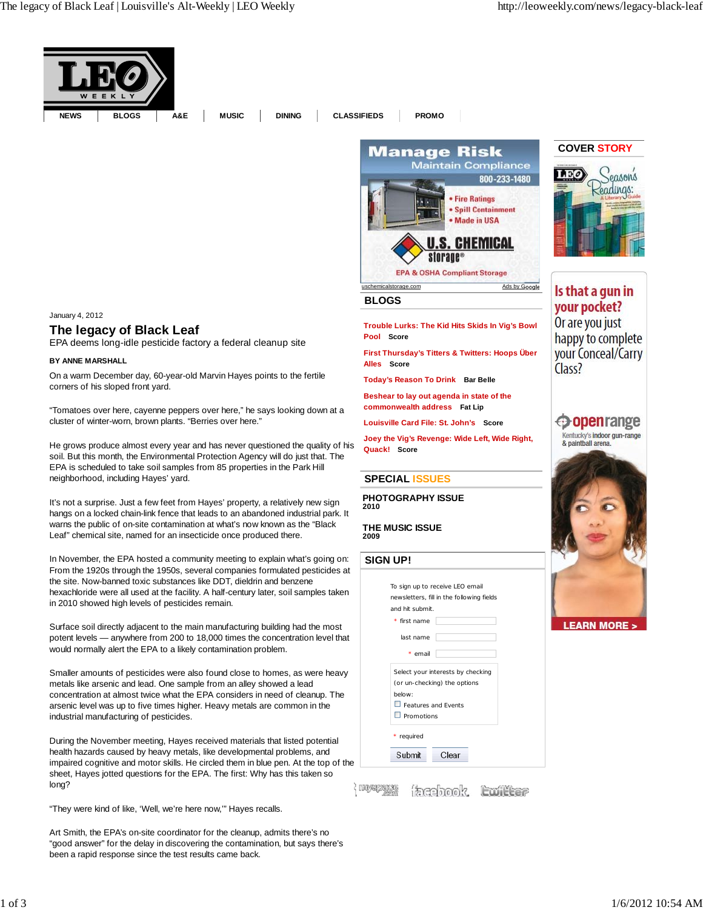NEWS | BLOGS | A&E | MUSIC | DINING | CLASSIFIEDS | PROMO

January 4, 2012

# The legacy of Black Leaf

EPA deems long-idle pesticide factory a federal cleanup site

**BY ANNE MARSHALL**

On a warm December day, 60-year-old Marvin Hayes points to the fertile corners of his sloped front yard.

“Tomatoes over here, cayenne peppers over here,” he says looking down at a cluster of winter-worn, brown plants. “Berries over here.”

He grows produce almost every year and has never questioned the quality of his soil. But this month, the Environmental Protection Agency will do just that. The EPA is scheduled to take soil samples from 85 properties in the Park Hill neighborhood, including Hayes’ yard.

It’s not a surprise. Just a few feet from Hayes’ property, a relatively new sign hangs on a locked chain-link fence that leads to an abandoned industrial park. It warns the public of on-site contamination at what’s now known as the “Black Leaf” chemical site, named for an insecticide once produced there.

In November, the EPA hosted a community meeting to explain what’s going on: From the 1920s through the 1950s, several companies formulated pesticides at the site. Now-banned toxic substances like DDT, dieldrin and benzene hexachloride were all used at the facility. A half-century later, soil samples taken in 2010 showed high levels of pesticides remain.

Surface soil directly adjacent to the main manufacturing building had the most potent levels — anywhere from 200 to 18,000 times the concentration level that would normally alert the EPA to a likely contamination problem.

Smaller amounts of pesticides were also found close to homes, as were heavy metals like arsenic and lead. One sample from an alley showed a lead concentration at almost twice what the EPA considers in need of cleanup. The arsenic level was up to five times higher. Heavy metals are common in the industrial manufacturing of pesticides.

During the November meeting, Hayes received materials that listed potential health hazards caused by heavy metals, like developmental problems, and impaired cognitive and motor skills. He circled them in blue pen. At the top of the sheet, Hayes jotted questions for the EPA. The first: Why has this taken so long?

“They were kind of like, ‘Well, we’re here now,’” Hayes recalls.

Art Smith, the EPA’s on-site coordinator for the cleanup, admits there’s no “good answer” for the delay in discovering the contamination, but says there’s been a rapid response since the test results came back.

---

Manage Risk
Maintain Compliance
800-233-1480
- Fire Ratings
- Spill Containment
- Made in USA

U.S. CHEMICAL storage®
EPA & OSHA Compliant Storage
uschemicalstorage.com — Ads by Google

## BLOGS

- Trouble Lurks: The Kid Hits Skids In Vig’s Bowl Pool — **Score**
- First Thursday’s Titters & Twitters: Hoops Über Alles — **Score**
- Today’s Reason To Drink — **Bar Belle**
- Beshear to lay out agenda in state of the commonwealth address — **Fat Lip**
- Louisville Card File: St. John’s — **Score**
- Joey the Vig’s Revenge: Wide Left, Wide Right, Quack! — **Score**

## SPECIAL ISSUES

**PHOTOGRAPHY ISSUE**
2010

**THE MUSIC ISSUE**
2009

## SIGN UP!

To sign up to receive LEO email newsletters, fill in the following fields and hit submit.

* first name
last name
* email

Select your interests by checking (or un-checking) the options below:
- ☐ Features and Events
- ☐ Promotions

* required

Submit | Clear

myspace.com | facebook | twitter

---

## COVER STORY

LEO Season's Readings: A Literary Guide

---

Is that a gun in your pocket? Or are you just happy to complete your Conceal/Carry Class?

openrange
Kentucky's indoor gun-range & paintball arena.

LEARN MORE >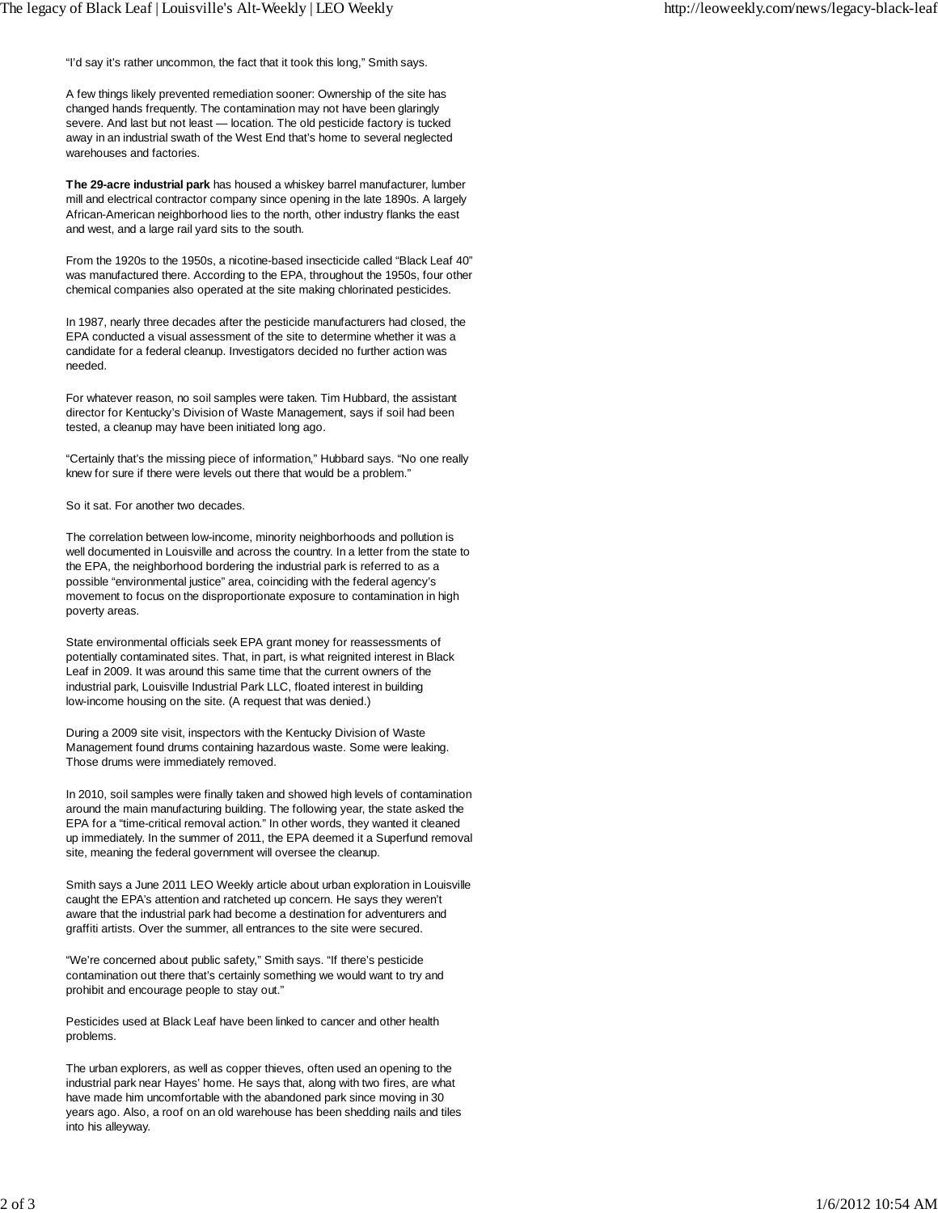"I'd say it's rather uncommon, the fact that it took this long," Smith says.

A few things likely prevented remediation sooner: Ownership of the site has changed hands frequently. The contamination may not have been glaringly severe. And last but not least — location. The old pesticide factory is tucked away in an industrial swath of the West End that's home to several neglected warehouses and factories.

**The 29-acre industrial park** has housed a whiskey barrel manufacturer, lumber mill and electrical contractor company since opening in the late 1890s. A largely African-American neighborhood lies to the north, other industry flanks the east and west, and a large rail yard sits to the south.

From the 1920s to the 1950s, a nicotine-based insecticide called "Black Leaf 40" was manufactured there. According to the EPA, throughout the 1950s, four other chemical companies also operated at the site making chlorinated pesticides.

In 1987, nearly three decades after the pesticide manufacturers had closed, the EPA conducted a visual assessment of the site to determine whether it was a candidate for a federal cleanup. Investigators decided no further action was needed.

For whatever reason, no soil samples were taken. Tim Hubbard, the assistant director for Kentucky's Division of Waste Management, says if soil had been tested, a cleanup may have been initiated long ago.

"Certainly that's the missing piece of information," Hubbard says. "No one really knew for sure if there were levels out there that would be a problem."

So it sat. For another two decades.

The correlation between low-income, minority neighborhoods and pollution is well documented in Louisville and across the country. In a letter from the state to the EPA, the neighborhood bordering the industrial park is referred to as a possible "environmental justice" area, coinciding with the federal agency's movement to focus on the disproportionate exposure to contamination in high poverty areas.

State environmental officials seek EPA grant money for reassessments of potentially contaminated sites. That, in part, is what reignited interest in Black Leaf in 2009. It was around this same time that the current owners of the industrial park, Louisville Industrial Park LLC, floated interest in building low-income housing on the site. (A request that was denied.)

During a 2009 site visit, inspectors with the Kentucky Division of Waste Management found drums containing hazardous waste. Some were leaking. Those drums were immediately removed.

In 2010, soil samples were finally taken and showed high levels of contamination around the main manufacturing building. The following year, the state asked the EPA for a "time-critical removal action." In other words, they wanted it cleaned up immediately. In the summer of 2011, the EPA deemed it a Superfund removal site, meaning the federal government will oversee the cleanup.

Smith says a June 2011 LEO Weekly article about urban exploration in Louisville caught the EPA's attention and ratcheted up concern. He says they weren't aware that the industrial park had become a destination for adventurers and graffiti artists. Over the summer, all entrances to the site were secured.

"We're concerned about public safety," Smith says. "If there's pesticide contamination out there that's certainly something we would want to try and prohibit and encourage people to stay out."

Pesticides used at Black Leaf have been linked to cancer and other health problems.

The urban explorers, as well as copper thieves, often used an opening to the industrial park near Hayes' home. He says that, along with two fires, are what have made him uncomfortable with the abandoned park since moving in 30 years ago. Also, a roof on an old warehouse has been shedding nails and tiles into his alleyway.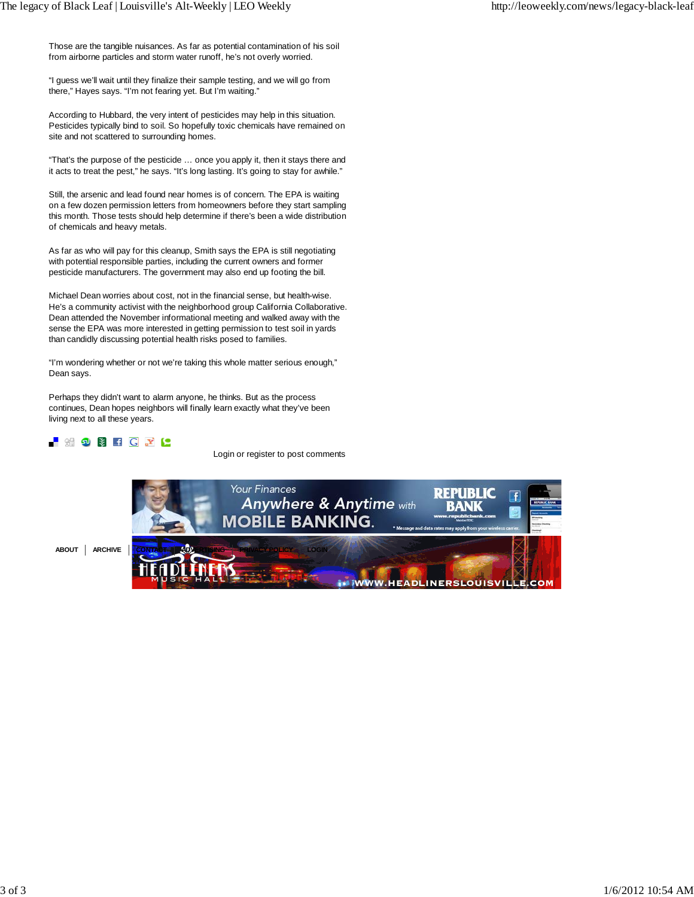Those are the tangible nuisances. As far as potential contamination of his soil from airborne particles and storm water runoff, he's not overly worried.

"I guess we'll wait until they finalize their sample testing, and we will go from there," Hayes says. "I'm not fearing yet. But I'm waiting."

According to Hubbard, the very intent of pesticides may help in this situation. Pesticides typically bind to soil. So hopefully toxic chemicals have remained on site and not scattered to surrounding homes.

"That's the purpose of the pesticide … once you apply it, then it stays there and it acts to treat the pest," he says. "It's long lasting. It's going to stay for awhile."

Still, the arsenic and lead found near homes is of concern. The EPA is waiting on a few dozen permission letters from homeowners before they start sampling this month. Those tests should help determine if there's been a wide distribution of chemicals and heavy metals.

As far as who will pay for this cleanup, Smith says the EPA is still negotiating with potential responsible parties, including the current owners and former pesticide manufacturers. The government may also end up footing the bill.

Michael Dean worries about cost, not in the financial sense, but health-wise. He's a community activist with the neighborhood group California Collaborative. Dean attended the November informational meeting and walked away with the sense the EPA was more interested in getting permission to test soil in yards than candidly discussing potential health risks posed to families.

"I'm wondering whether or not we're taking this whole matter serious enough," Dean says.

Perhaps they didn't want to alarm anyone, he thinks. But as the process continues, Dean hopes neighbors will finally learn exactly what they've been living next to all these years.

Login or register to post comments

ABOUT | ARCHIVE | CONTACT | ADVERTISING | PRIVACY POLICY | LOGIN